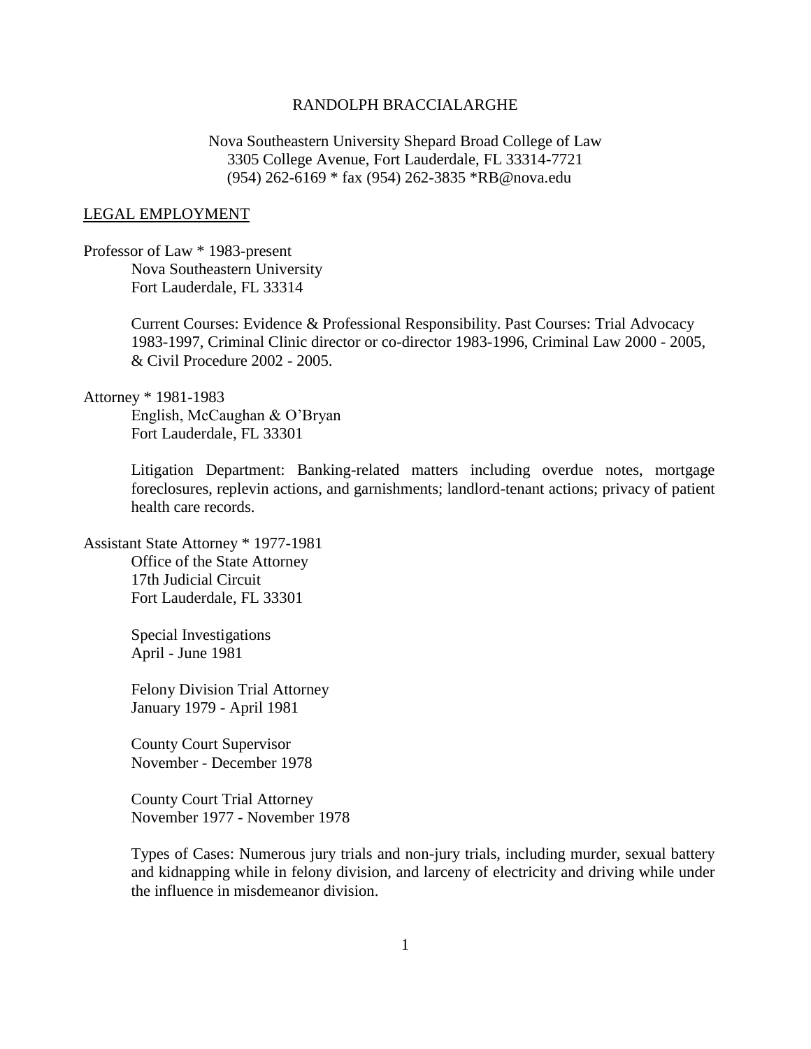# RANDOLPH BRACCIALARGHE

Nova Southeastern University Shepard Broad College of Law
3305 College Avenue, Fort Lauderdale, FL 33314-7721
(954) 262-6169 * fax (954) 262-3835 *RB@nova.edu

## LEGAL EMPLOYMENT

Professor of Law * 1983-present
Nova Southeastern University
Fort Lauderdale, FL 33314

Current Courses: Evidence & Professional Responsibility. Past Courses: Trial Advocacy 1983-1997, Criminal Clinic director or co-director 1983-1996, Criminal Law 2000 - 2005, & Civil Procedure 2002 - 2005.

Attorney * 1981-1983
English, McCaughan & O'Bryan
Fort Lauderdale, FL 33301

Litigation Department: Banking-related matters including overdue notes, mortgage foreclosures, replevin actions, and garnishments; landlord-tenant actions; privacy of patient health care records.

Assistant State Attorney * 1977-1981
Office of the State Attorney
17th Judicial Circuit
Fort Lauderdale, FL 33301

Special Investigations
April - June 1981

Felony Division Trial Attorney
January 1979 - April 1981

County Court Supervisor
November - December 1978

County Court Trial Attorney
November 1977 - November 1978

Types of Cases: Numerous jury trials and non-jury trials, including murder, sexual battery and kidnapping while in felony division, and larceny of electricity and driving while under the influence in misdemeanor division.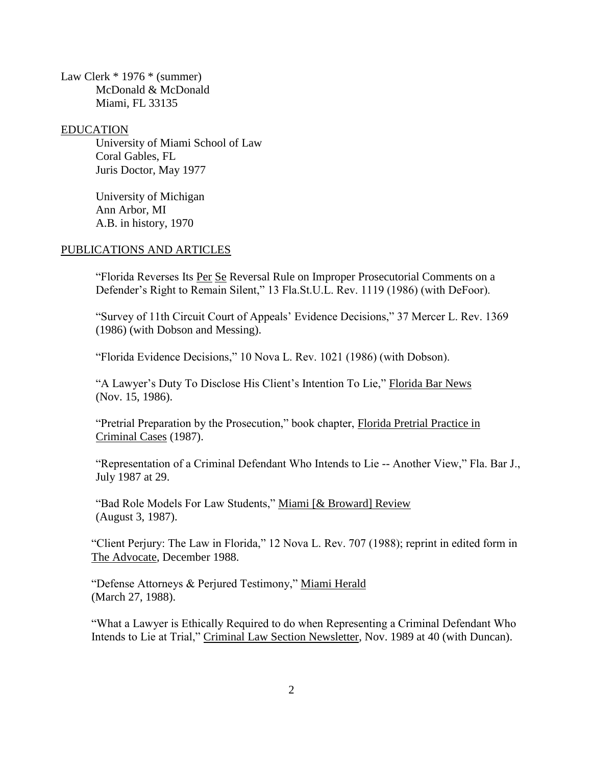Law Clerk * 1976 * (summer)
McDonald & McDonald
Miami, FL 33135

## EDUCATION

University of Miami School of Law
Coral Gables, FL
Juris Doctor, May 1977

University of Michigan
Ann Arbor, MI
A.B. in history, 1970

## PUBLICATIONS AND ARTICLES

"Florida Reverses Its Per Se Reversal Rule on Improper Prosecutorial Comments on a Defender's Right to Remain Silent," 13 Fla.St.U.L. Rev. 1119 (1986) (with DeFoor).

"Survey of 11th Circuit Court of Appeals' Evidence Decisions," 37 Mercer L. Rev. 1369 (1986) (with Dobson and Messing).

"Florida Evidence Decisions," 10 Nova L. Rev. 1021 (1986) (with Dobson).

"A Lawyer's Duty To Disclose His Client's Intention To Lie," Florida Bar News (Nov. 15, 1986).

"Pretrial Preparation by the Prosecution," book chapter, Florida Pretrial Practice in Criminal Cases (1987).

"Representation of a Criminal Defendant Who Intends to Lie -- Another View," Fla. Bar J., July 1987 at 29.

"Bad Role Models For Law Students," Miami [& Broward] Review (August 3, 1987).

"Client Perjury: The Law in Florida," 12 Nova L. Rev. 707 (1988); reprint in edited form in The Advocate, December 1988.

"Defense Attorneys & Perjured Testimony," Miami Herald (March 27, 1988).

"What a Lawyer is Ethically Required to do when Representing a Criminal Defendant Who Intends to Lie at Trial," Criminal Law Section Newsletter, Nov. 1989 at 40 (with Duncan).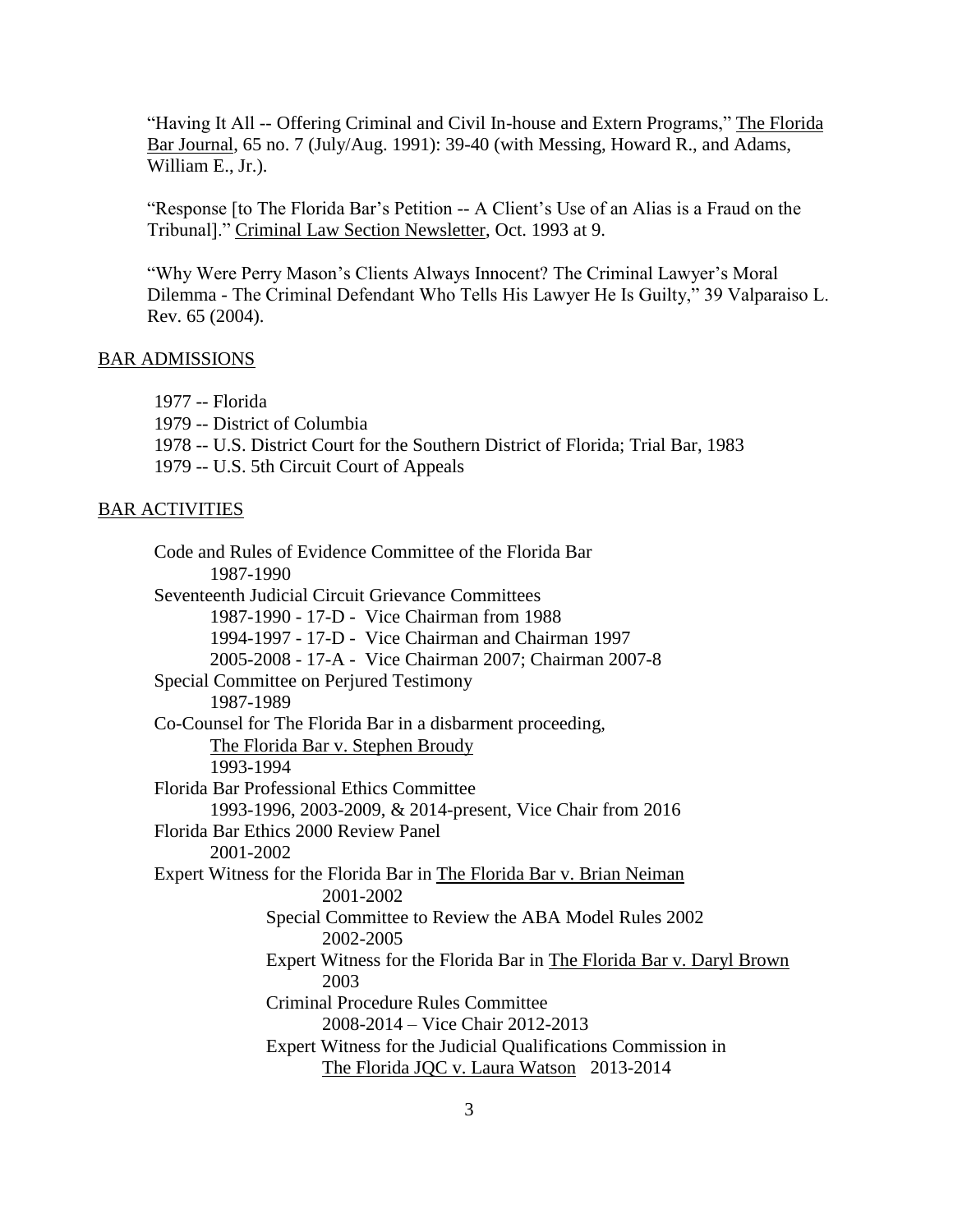"Having It All -- Offering Criminal and Civil In-house and Extern Programs," The Florida Bar Journal, 65 no. 7 (July/Aug. 1991): 39-40 (with Messing, Howard R., and Adams, William E., Jr.).

"Response [to The Florida Bar's Petition -- A Client's Use of an Alias is a Fraud on the Tribunal]." Criminal Law Section Newsletter, Oct. 1993 at 9.

"Why Were Perry Mason's Clients Always Innocent? The Criminal Lawyer's Moral Dilemma - The Criminal Defendant Who Tells His Lawyer He Is Guilty," 39 Valparaiso L. Rev. 65 (2004).

## BAR ADMISSIONS

1977 -- Florida
1979 -- District of Columbia
1978 -- U.S. District Court for the Southern District of Florida; Trial Bar, 1983
1979 -- U.S. 5th Circuit Court of Appeals

## BAR ACTIVITIES

Code and Rules of Evidence Committee of the Florida Bar
    1987-1990

Seventeenth Judicial Circuit Grievance Committees
    1987-1990 - 17-D - Vice Chairman from 1988
    1994-1997 - 17-D - Vice Chairman and Chairman 1997
    2005-2008 - 17-A - Vice Chairman 2007; Chairman 2007-8

Special Committee on Perjured Testimony
    1987-1989

Co-Counsel for The Florida Bar in a disbarment proceeding, The Florida Bar v. Stephen Broudy
    1993-1994

Florida Bar Professional Ethics Committee
    1993-1996, 2003-2009, & 2014-present, Vice Chair from 2016

Florida Bar Ethics 2000 Review Panel
    2001-2002

Expert Witness for the Florida Bar in The Florida Bar v. Brian Neiman
    2001-2002

Special Committee to Review the ABA Model Rules 2002
    2002-2005

Expert Witness for the Florida Bar in The Florida Bar v. Daryl Brown
    2003

Criminal Procedure Rules Committee
    2008-2014 – Vice Chair 2012-2013

Expert Witness for the Judicial Qualifications Commission in The Florida JQC v. Laura Watson 2013-2014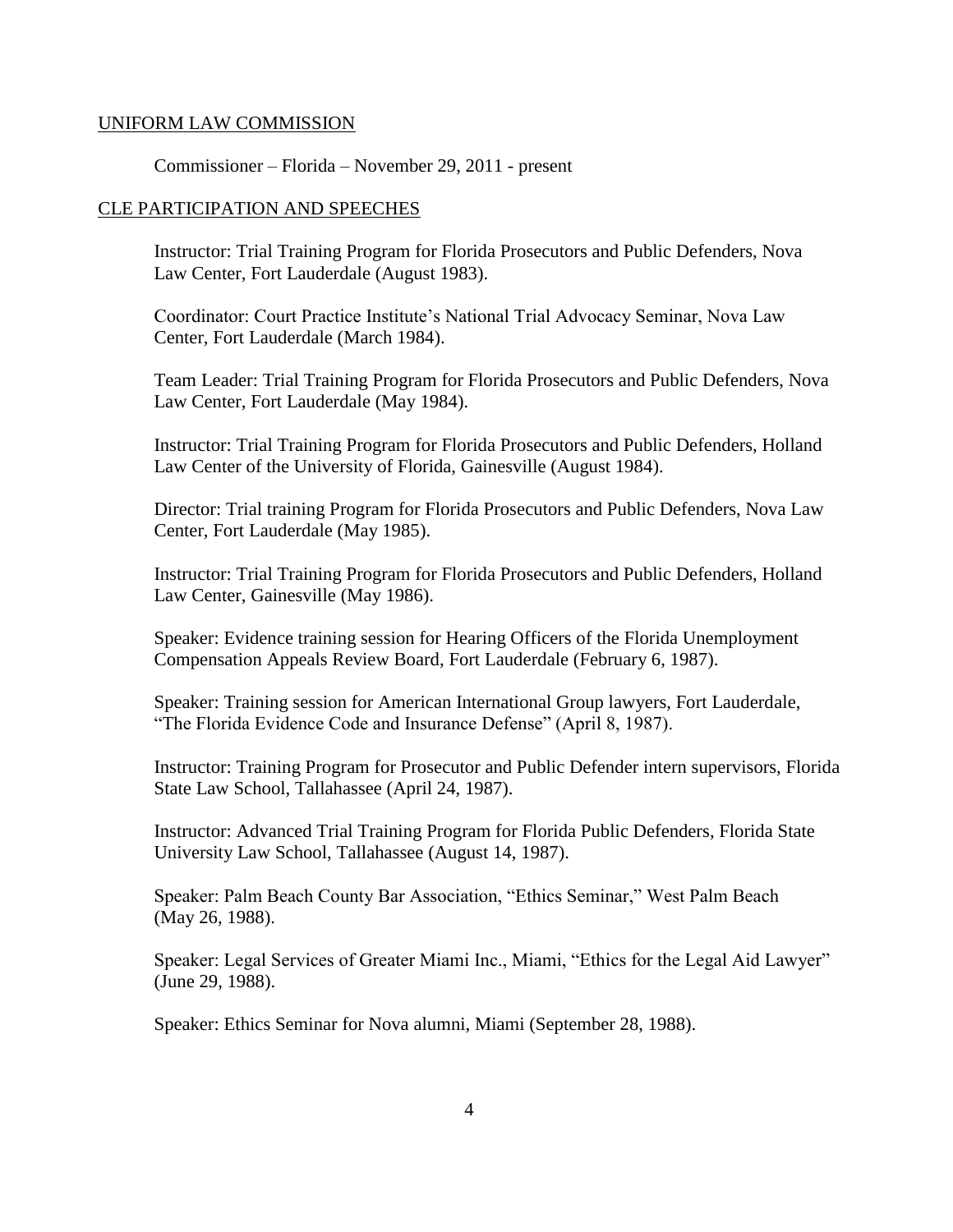## UNIFORM LAW COMMISSION

Commissioner – Florida – November 29, 2011 - present

## CLE PARTICIPATION AND SPEECHES

Instructor: Trial Training Program for Florida Prosecutors and Public Defenders, Nova Law Center, Fort Lauderdale (August 1983).

Coordinator: Court Practice Institute's National Trial Advocacy Seminar, Nova Law Center, Fort Lauderdale (March 1984).

Team Leader: Trial Training Program for Florida Prosecutors and Public Defenders, Nova Law Center, Fort Lauderdale (May 1984).

Instructor: Trial Training Program for Florida Prosecutors and Public Defenders, Holland Law Center of the University of Florida, Gainesville (August 1984).

Director: Trial training Program for Florida Prosecutors and Public Defenders, Nova Law Center, Fort Lauderdale (May 1985).

Instructor: Trial Training Program for Florida Prosecutors and Public Defenders, Holland Law Center, Gainesville (May 1986).

Speaker: Evidence training session for Hearing Officers of the Florida Unemployment Compensation Appeals Review Board, Fort Lauderdale (February 6, 1987).

Speaker: Training session for American International Group lawyers, Fort Lauderdale, "The Florida Evidence Code and Insurance Defense" (April 8, 1987).

Instructor: Training Program for Prosecutor and Public Defender intern supervisors, Florida State Law School, Tallahassee (April 24, 1987).

Instructor: Advanced Trial Training Program for Florida Public Defenders, Florida State University Law School, Tallahassee (August 14, 1987).

Speaker: Palm Beach County Bar Association, "Ethics Seminar," West Palm Beach (May 26, 1988).

Speaker: Legal Services of Greater Miami Inc., Miami, "Ethics for the Legal Aid Lawyer" (June 29, 1988).

Speaker: Ethics Seminar for Nova alumni, Miami (September 28, 1988).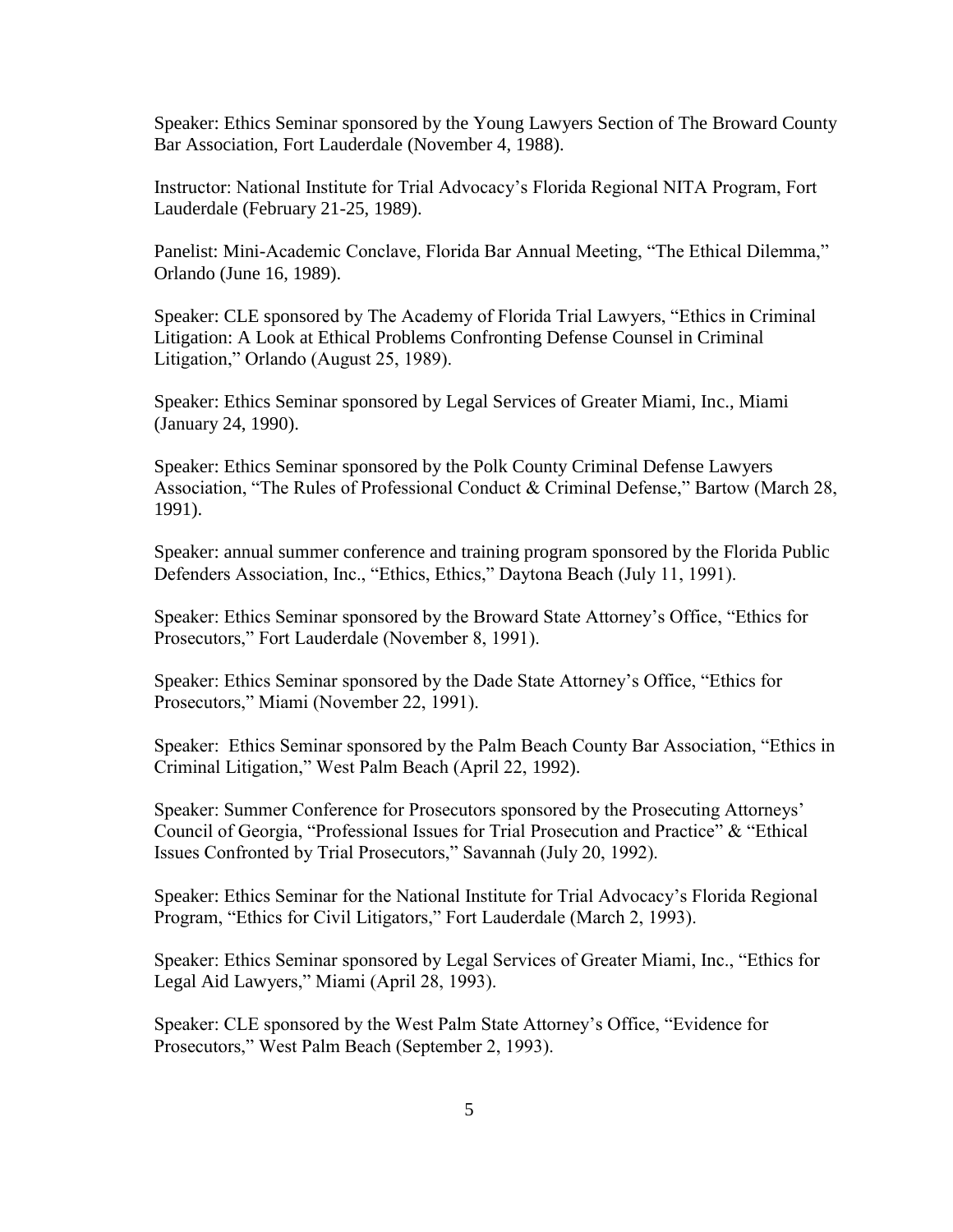Speaker: Ethics Seminar sponsored by the Young Lawyers Section of The Broward County Bar Association, Fort Lauderdale (November 4, 1988).

Instructor: National Institute for Trial Advocacy's Florida Regional NITA Program, Fort Lauderdale (February 21-25, 1989).

Panelist: Mini-Academic Conclave, Florida Bar Annual Meeting, "The Ethical Dilemma," Orlando (June 16, 1989).

Speaker: CLE sponsored by The Academy of Florida Trial Lawyers, "Ethics in Criminal Litigation: A Look at Ethical Problems Confronting Defense Counsel in Criminal Litigation," Orlando (August 25, 1989).

Speaker: Ethics Seminar sponsored by Legal Services of Greater Miami, Inc., Miami (January 24, 1990).

Speaker: Ethics Seminar sponsored by the Polk County Criminal Defense Lawyers Association, "The Rules of Professional Conduct & Criminal Defense," Bartow (March 28, 1991).

Speaker: annual summer conference and training program sponsored by the Florida Public Defenders Association, Inc., "Ethics, Ethics," Daytona Beach (July 11, 1991).

Speaker: Ethics Seminar sponsored by the Broward State Attorney's Office, "Ethics for Prosecutors," Fort Lauderdale (November 8, 1991).

Speaker: Ethics Seminar sponsored by the Dade State Attorney's Office, "Ethics for Prosecutors," Miami (November 22, 1991).

Speaker: Ethics Seminar sponsored by the Palm Beach County Bar Association, "Ethics in Criminal Litigation," West Palm Beach (April 22, 1992).

Speaker: Summer Conference for Prosecutors sponsored by the Prosecuting Attorneys' Council of Georgia, "Professional Issues for Trial Prosecution and Practice" & "Ethical Issues Confronted by Trial Prosecutors," Savannah (July 20, 1992).

Speaker: Ethics Seminar for the National Institute for Trial Advocacy's Florida Regional Program, "Ethics for Civil Litigators," Fort Lauderdale (March 2, 1993).

Speaker: Ethics Seminar sponsored by Legal Services of Greater Miami, Inc., "Ethics for Legal Aid Lawyers," Miami (April 28, 1993).

Speaker: CLE sponsored by the West Palm State Attorney's Office, "Evidence for Prosecutors," West Palm Beach (September 2, 1993).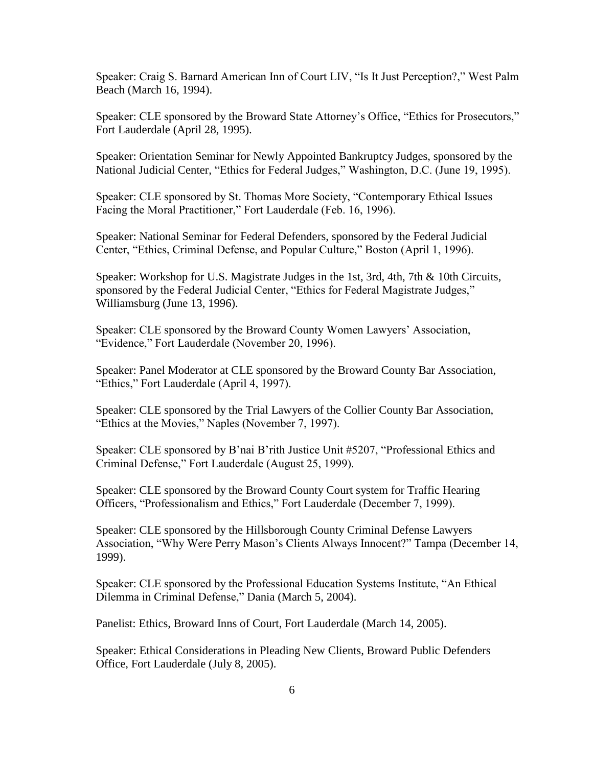Speaker: Craig S. Barnard American Inn of Court LIV, "Is It Just Perception?," West Palm Beach (March 16, 1994).

Speaker: CLE sponsored by the Broward State Attorney's Office, "Ethics for Prosecutors," Fort Lauderdale (April 28, 1995).

Speaker: Orientation Seminar for Newly Appointed Bankruptcy Judges, sponsored by the National Judicial Center, "Ethics for Federal Judges," Washington, D.C. (June 19, 1995).

Speaker: CLE sponsored by St. Thomas More Society, "Contemporary Ethical Issues Facing the Moral Practitioner," Fort Lauderdale (Feb. 16, 1996).

Speaker: National Seminar for Federal Defenders, sponsored by the Federal Judicial Center, "Ethics, Criminal Defense, and Popular Culture," Boston (April 1, 1996).

Speaker: Workshop for U.S. Magistrate Judges in the 1st, 3rd, 4th, 7th & 10th Circuits, sponsored by the Federal Judicial Center, "Ethics for Federal Magistrate Judges," Williamsburg (June 13, 1996).

Speaker: CLE sponsored by the Broward County Women Lawyers' Association, "Evidence," Fort Lauderdale (November 20, 1996).

Speaker: Panel Moderator at CLE sponsored by the Broward County Bar Association, "Ethics," Fort Lauderdale (April 4, 1997).

Speaker: CLE sponsored by the Trial Lawyers of the Collier County Bar Association, "Ethics at the Movies," Naples (November 7, 1997).

Speaker: CLE sponsored by B'nai B'rith Justice Unit #5207, "Professional Ethics and Criminal Defense," Fort Lauderdale (August 25, 1999).

Speaker: CLE sponsored by the Broward County Court system for Traffic Hearing Officers, "Professionalism and Ethics," Fort Lauderdale (December 7, 1999).

Speaker: CLE sponsored by the Hillsborough County Criminal Defense Lawyers Association, "Why Were Perry Mason's Clients Always Innocent?" Tampa (December 14, 1999).

Speaker: CLE sponsored by the Professional Education Systems Institute, "An Ethical Dilemma in Criminal Defense," Dania (March 5, 2004).

Panelist: Ethics, Broward Inns of Court, Fort Lauderdale (March 14, 2005).

Speaker: Ethical Considerations in Pleading New Clients, Broward Public Defenders Office, Fort Lauderdale (July 8, 2005).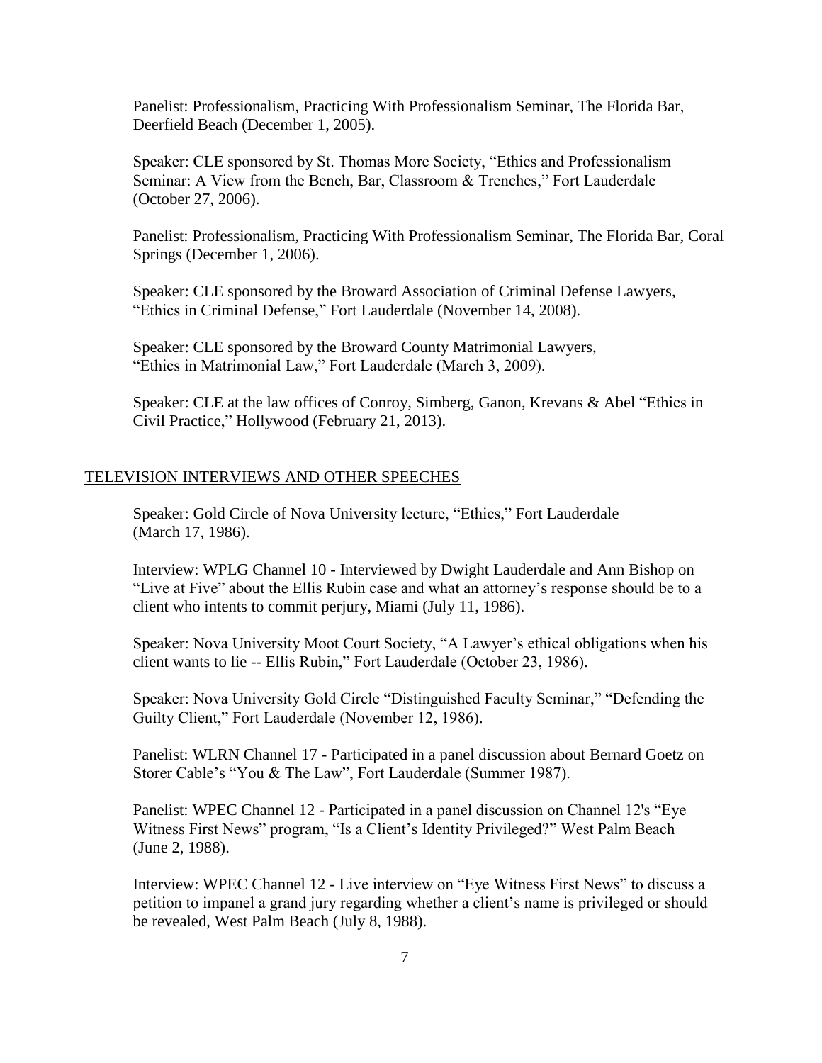Panelist: Professionalism, Practicing With Professionalism Seminar, The Florida Bar, Deerfield Beach (December 1, 2005).

Speaker: CLE sponsored by St. Thomas More Society, "Ethics and Professionalism Seminar: A View from the Bench, Bar, Classroom & Trenches," Fort Lauderdale (October 27, 2006).

Panelist: Professionalism, Practicing With Professionalism Seminar, The Florida Bar, Coral Springs (December 1, 2006).

Speaker: CLE sponsored by the Broward Association of Criminal Defense Lawyers, "Ethics in Criminal Defense," Fort Lauderdale (November 14, 2008).

Speaker: CLE sponsored by the Broward County Matrimonial Lawyers, "Ethics in Matrimonial Law," Fort Lauderdale (March 3, 2009).

Speaker: CLE at the law offices of Conroy, Simberg, Ganon, Krevans & Abel "Ethics in Civil Practice," Hollywood (February 21, 2013).

## TELEVISION INTERVIEWS AND OTHER SPEECHES

Speaker: Gold Circle of Nova University lecture, "Ethics," Fort Lauderdale (March 17, 1986).

Interview: WPLG Channel 10 - Interviewed by Dwight Lauderdale and Ann Bishop on "Live at Five" about the Ellis Rubin case and what an attorney's response should be to a client who intents to commit perjury, Miami (July 11, 1986).

Speaker: Nova University Moot Court Society, "A Lawyer's ethical obligations when his client wants to lie -- Ellis Rubin," Fort Lauderdale (October 23, 1986).

Speaker: Nova University Gold Circle "Distinguished Faculty Seminar," "Defending the Guilty Client," Fort Lauderdale (November 12, 1986).

Panelist: WLRN Channel 17 - Participated in a panel discussion about Bernard Goetz on Storer Cable's "You & The Law", Fort Lauderdale (Summer 1987).

Panelist: WPEC Channel 12 - Participated in a panel discussion on Channel 12's "Eye Witness First News" program, "Is a Client's Identity Privileged?" West Palm Beach (June 2, 1988).

Interview: WPEC Channel 12 - Live interview on "Eye Witness First News" to discuss a petition to impanel a grand jury regarding whether a client's name is privileged or should be revealed, West Palm Beach (July 8, 1988).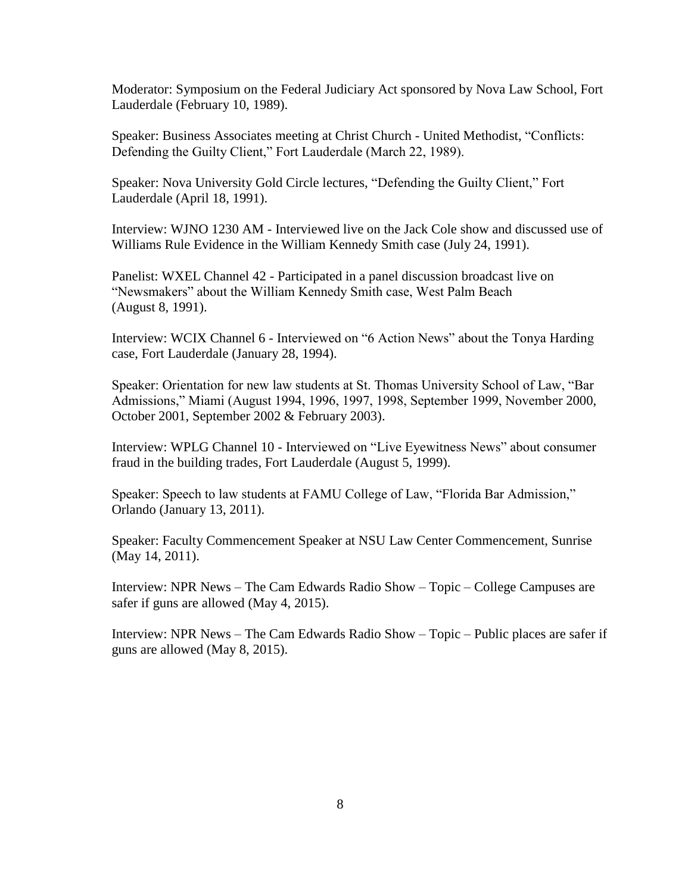Moderator: Symposium on the Federal Judiciary Act sponsored by Nova Law School, Fort Lauderdale (February 10, 1989).

Speaker: Business Associates meeting at Christ Church - United Methodist, "Conflicts: Defending the Guilty Client," Fort Lauderdale (March 22, 1989).

Speaker: Nova University Gold Circle lectures, "Defending the Guilty Client," Fort Lauderdale (April 18, 1991).

Interview: WJNO 1230 AM - Interviewed live on the Jack Cole show and discussed use of Williams Rule Evidence in the William Kennedy Smith case (July 24, 1991).

Panelist: WXEL Channel 42 - Participated in a panel discussion broadcast live on "Newsmakers" about the William Kennedy Smith case, West Palm Beach (August 8, 1991).

Interview: WCIX Channel 6 - Interviewed on "6 Action News" about the Tonya Harding case, Fort Lauderdale (January 28, 1994).

Speaker: Orientation for new law students at St. Thomas University School of Law, "Bar Admissions," Miami (August 1994, 1996, 1997, 1998, September 1999, November 2000, October 2001, September 2002 & February 2003).

Interview: WPLG Channel 10 - Interviewed on "Live Eyewitness News" about consumer fraud in the building trades, Fort Lauderdale (August 5, 1999).

Speaker: Speech to law students at FAMU College of Law, "Florida Bar Admission," Orlando (January 13, 2011).

Speaker: Faculty Commencement Speaker at NSU Law Center Commencement, Sunrise (May 14, 2011).

Interview: NPR News – The Cam Edwards Radio Show – Topic – College Campuses are safer if guns are allowed (May 4, 2015).

Interview: NPR News – The Cam Edwards Radio Show – Topic – Public places are safer if guns are allowed (May 8, 2015).